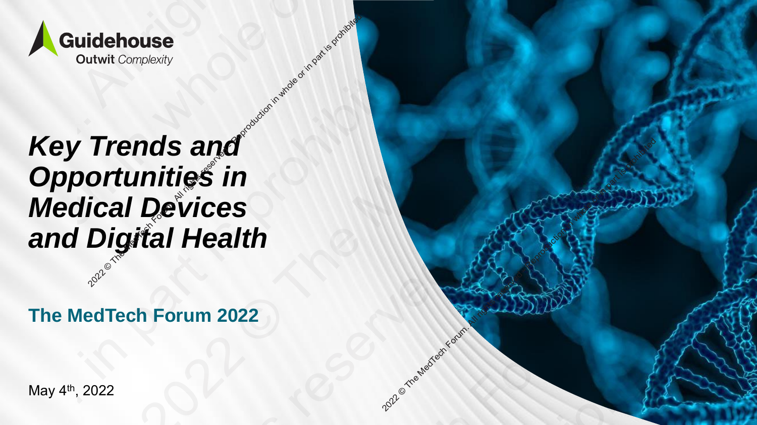Guidehouse

Outwit *Complexity*

# *Key Trends and Opportunities in Medical Devices and Digital Health*

## The MedTech Forum 2022

May 4th, 2022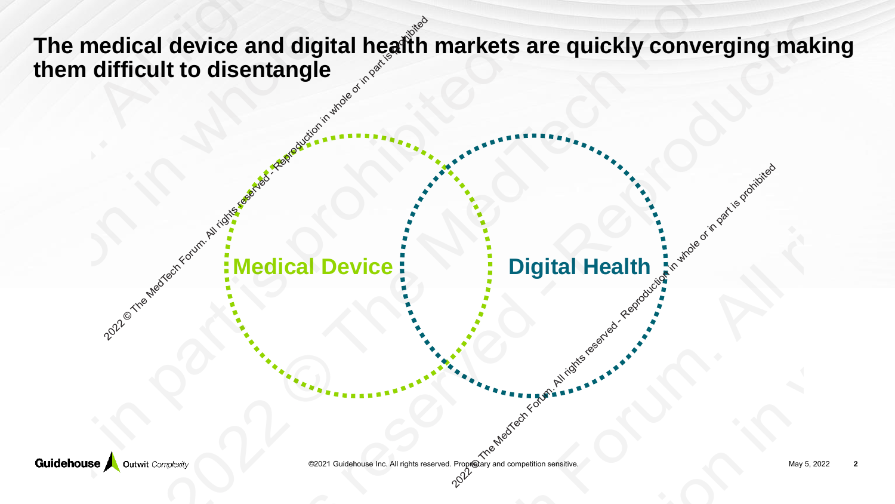# The medical device and digital health markets are quickly converging making them difficult to disentangle

Medical Device

Digital Health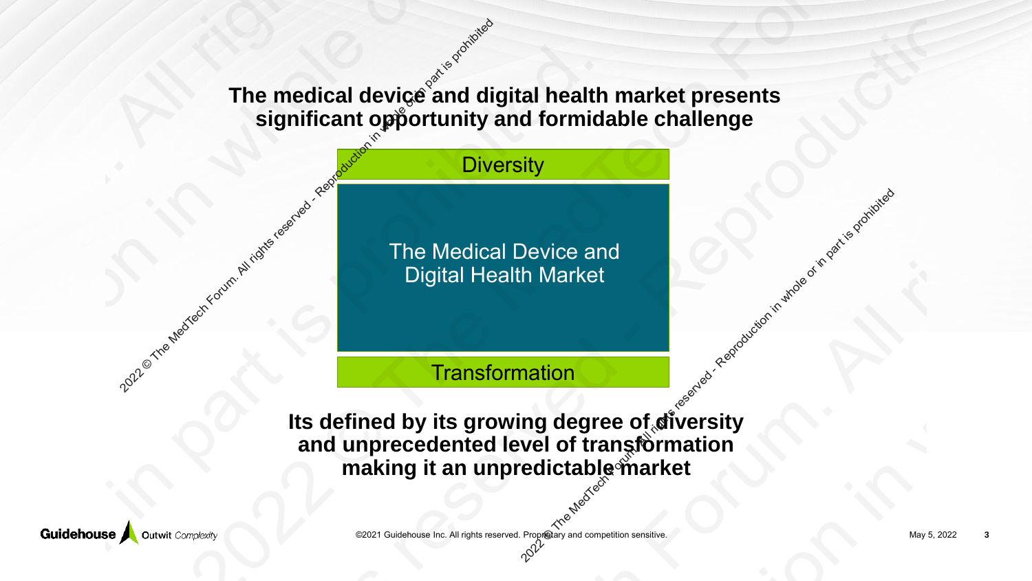# The medical device and digital health market presents significant opportunity and formidable challenge

Diversity

The Medical Device and Digital Health Market

Transformation

**Its defined by its growing degree of diversity and unprecedented level of transformation making it an unpredictable market**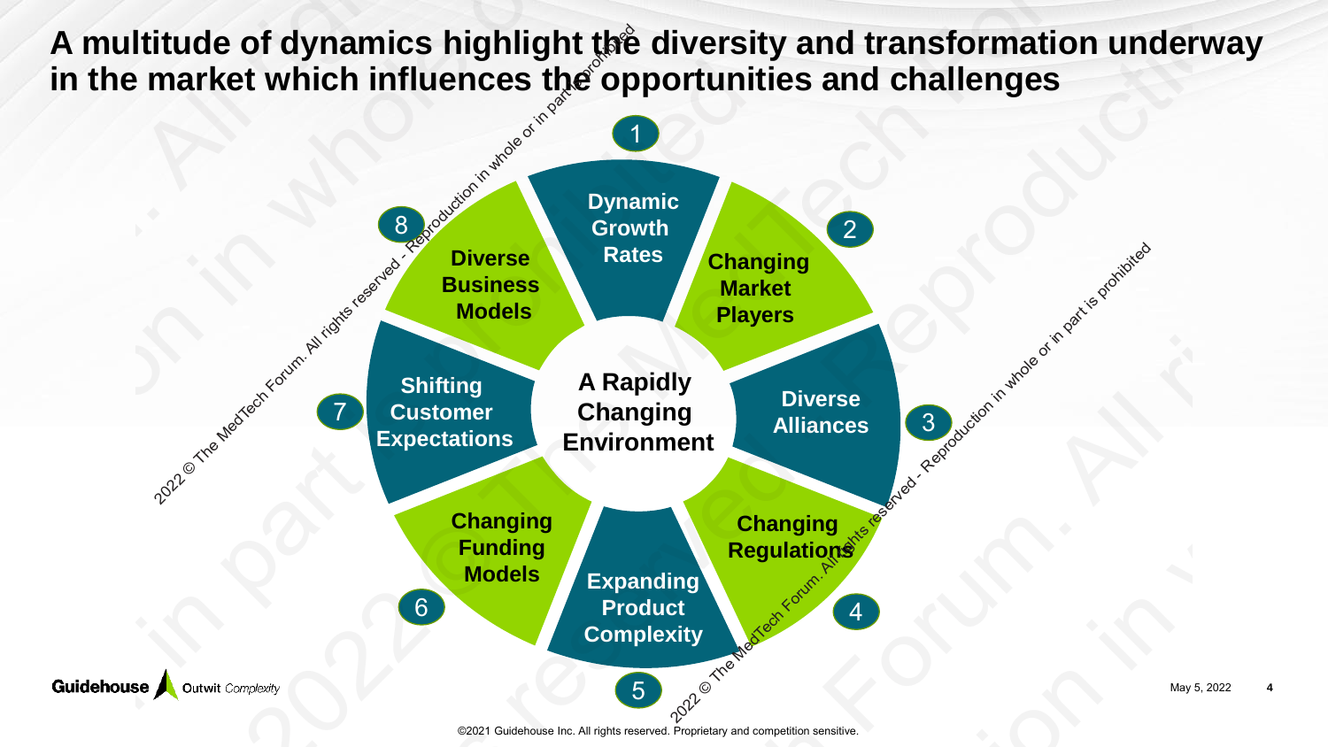# A multitude of dynamics highlight the diversity and transformation underway in the market which influences the opportunities and challenges

**A Rapidly Changing Environment**

1. **Dynamic Growth Rates**
2. **Changing Market Players**
3. **Diverse Alliances**
4. **Changing Regulations**
5. **Expanding Product Complexity**
6. **Changing Funding Models**
7. **Shifting Customer Expectations**
8. **Diverse Business Models**

©2021 Guidehouse Inc. All rights reserved. Proprietary and competition sensitive.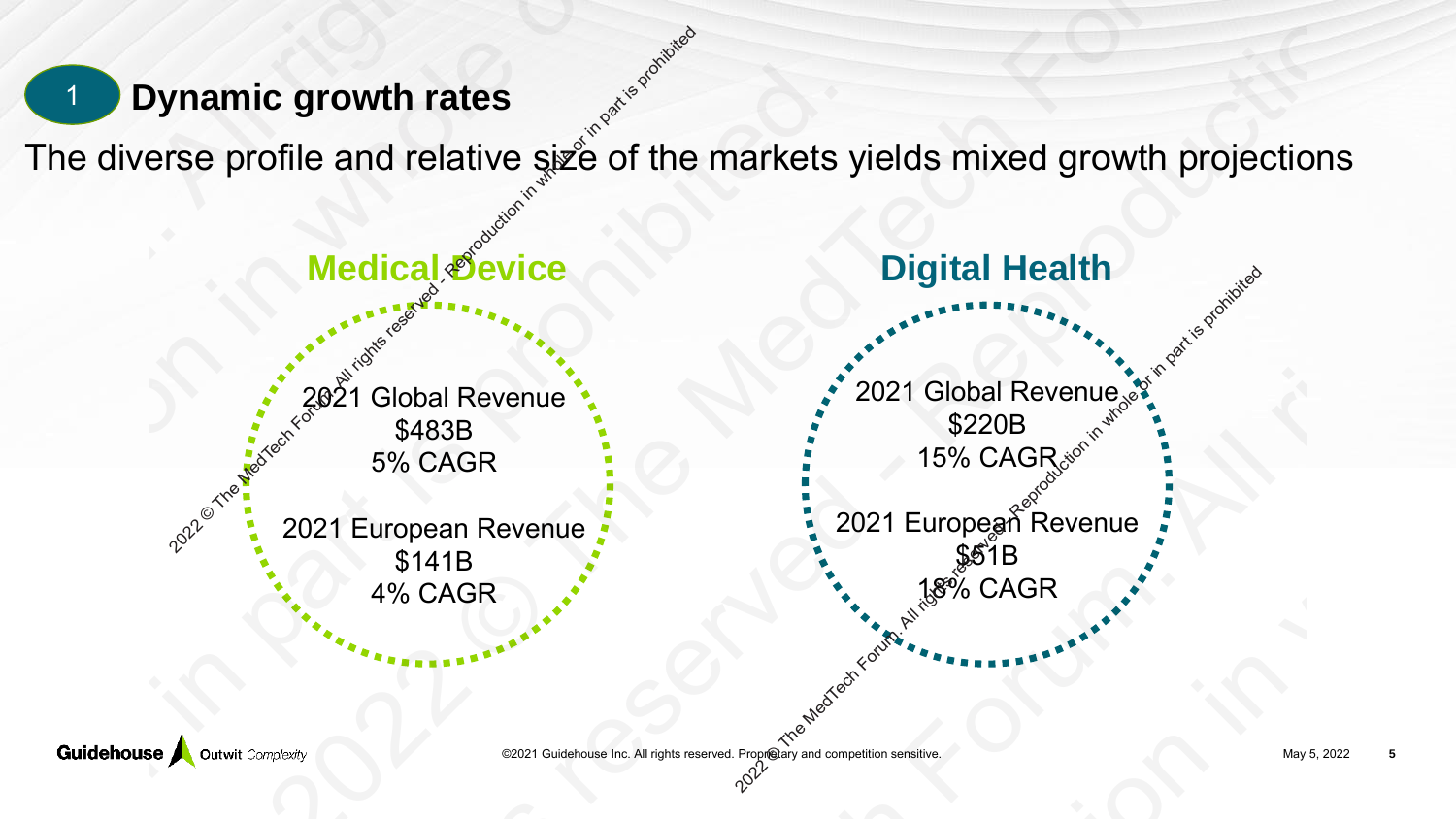## 1 Dynamic growth rates

The diverse profile and relative size of the markets yields mixed growth projections

### Medical Device

2021 Global Revenue
$483B
5% CAGR

2021 European Revenue
$141B
4% CAGR

### Digital Health

2021 Global Revenue
$220B
15% CAGR

2021 European Revenue
$51B
18% CAGR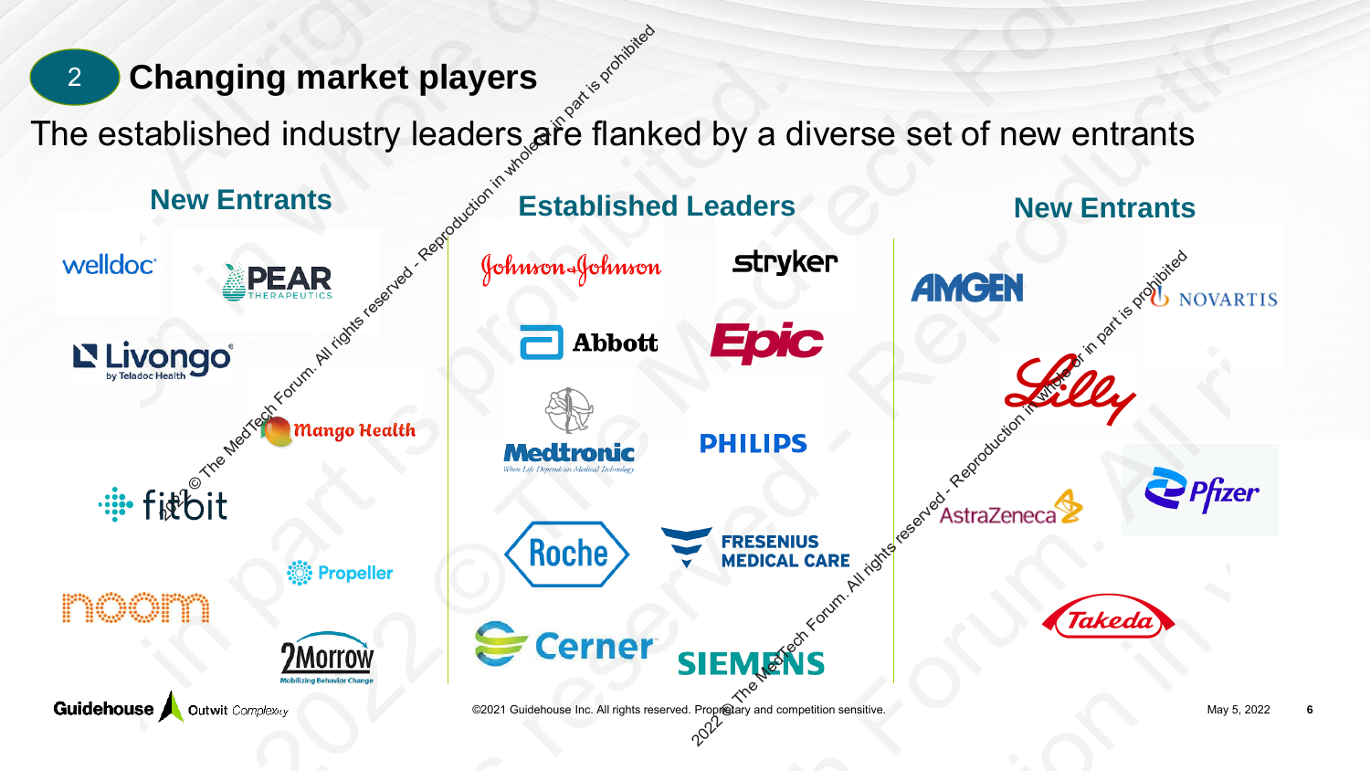## 2 Changing market players

The established industry leaders are flanked by a diverse set of new entrants

### New Entrants

- welldoc
- PEAR THERAPEUTICS
- Livongo by Teladoc Health
- Mango Health
- fitbit
- Propeller
- noom
- 2Morrow Mobilizing Behavior Change

### Established Leaders

- Johnson & Johnson
- stryker
- Abbott
- Epic
- Medtronic
- PHILIPS
- Roche
- FRESENIUS MEDICAL CARE
- Cerner
- SIEMENS

### New Entrants

- AMGEN
- NOVARTIS
- Lilly
- AstraZeneca
- Pfizer
- Takeda

©2021 Guidehouse Inc. All rights reserved. Proprietary and competition sensitive.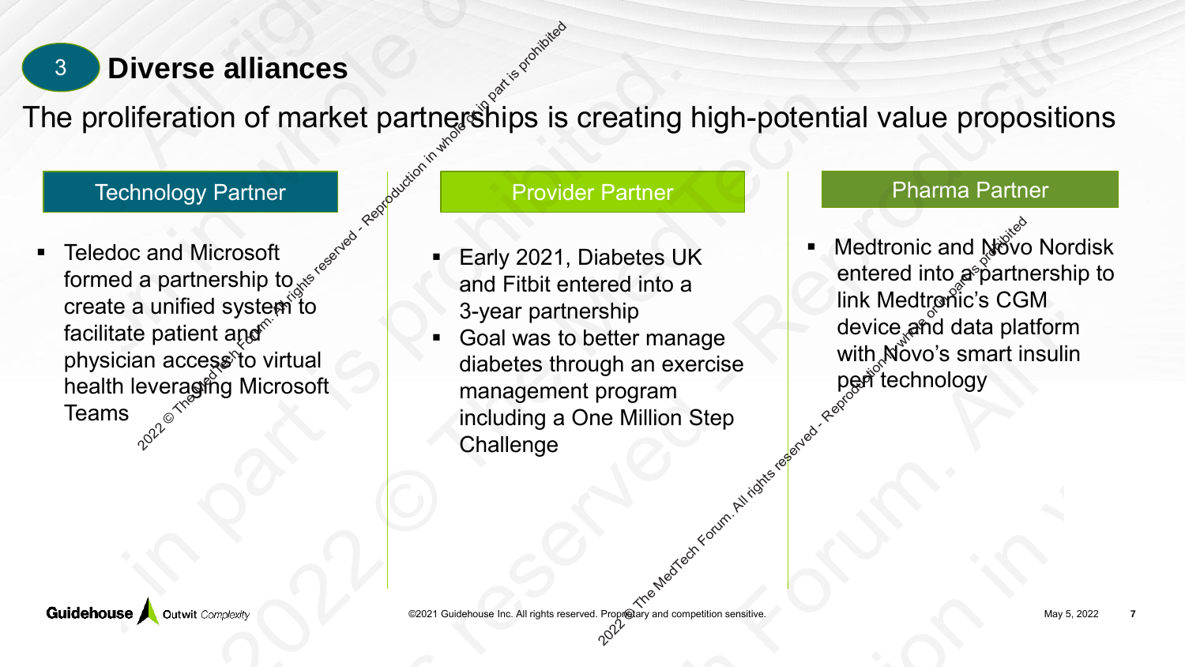## 3 Diverse alliances

# The proliferation of market partnerships is creating high-potential value propositions

### Technology Partner

- Teledoc and Microsoft formed a partnership to create a unified system to facilitate patient and physician access to virtual health leveraging Microsoft Teams

### Provider Partner

- Early 2021, Diabetes UK and Fitbit entered into a 3-year partnership
- Goal was to better manage diabetes through an exercise management program including a One Million Step Challenge

### Pharma Partner

- Medtronic and Novo Nordisk entered into a partnership to link Medtronic's CGM device and data platform with Novo's smart insulin pen technology

©2021 Guidehouse Inc. All rights reserved. Proprietary and competition sensitive.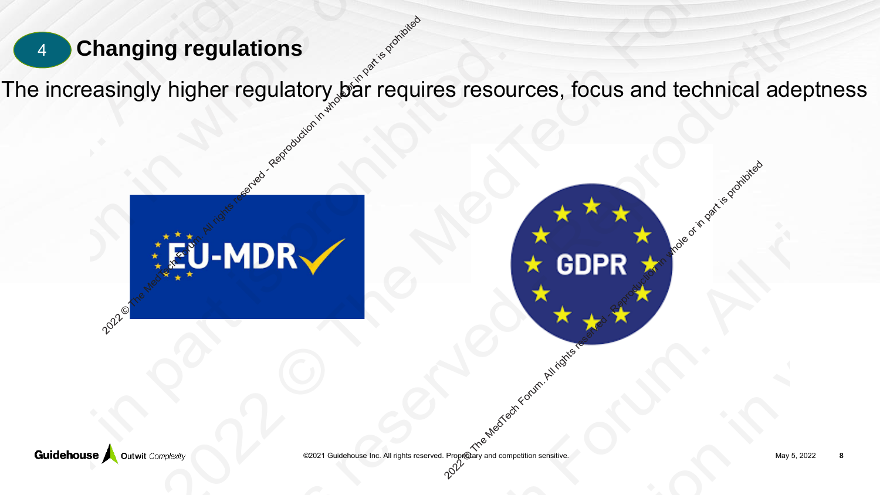## 4 Changing regulations

The increasingly higher regulatory bar requires resources, focus and technical adeptness

EU-MDR

GDPR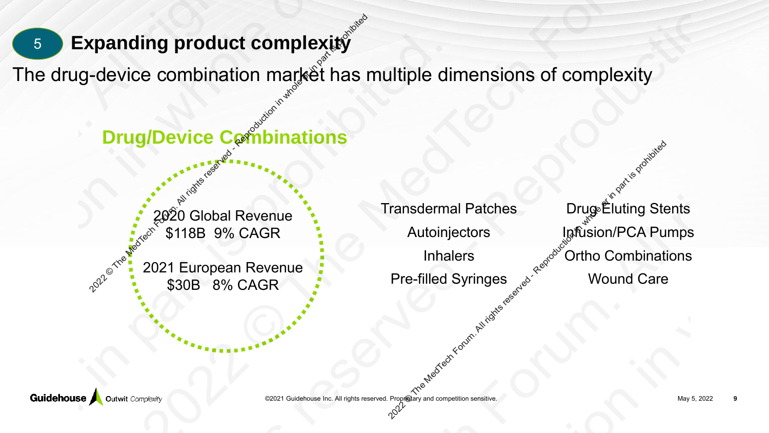## 5 Expanding product complexity

The drug-device combination market has multiple dimensions of complexity

### Drug/Device Combinations

2020 Global Revenue
$118B 9% CAGR

2021 European Revenue
$30B 8% CAGR

- Transdermal Patches
- Autoinjectors
- Inhalers
- Pre-filled Syringes

- Drug Eluting Stents
- Infusion/PCA Pumps
- Ortho Combinations
- Wound Care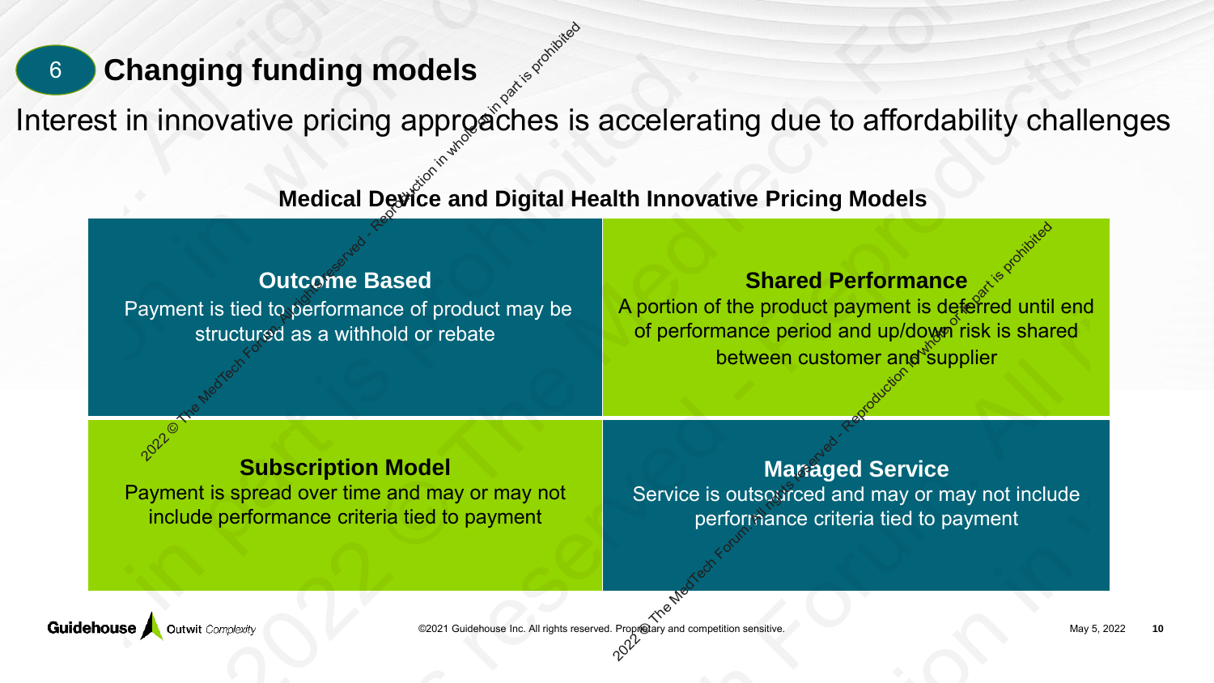## 6 Changing funding models

Interest in innovative pricing approaches is accelerating due to affordability challenges

### Medical Device and Digital Health Innovative Pricing Models

**Outcome Based**
Payment is tied to performance of product may be structured as a withhold or rebate

**Shared Performance**
A portion of the product payment is deferred until end of performance period and up/down risk is shared between customer and supplier

**Subscription Model**
Payment is spread over time and may or may not include performance criteria tied to payment

**Managed Service**
Service is outsourced and may or may not include performance criteria tied to payment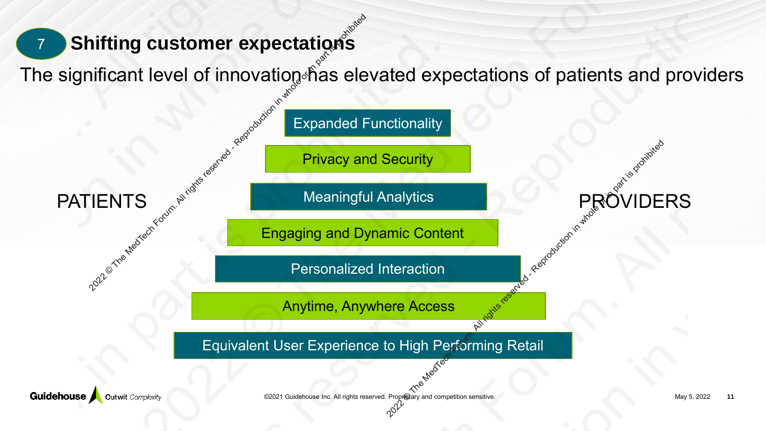## 7 Shifting customer expectations

The significant level of innovation has elevated expectations of patients and providers

PATIENTS

PROVIDERS

- Expanded Functionality
- Privacy and Security
- Meaningful Analytics
- Engaging and Dynamic Content
- Personalized Interaction
- Anytime, Anywhere Access
- Equivalent User Experience to High Performing Retail

©2021 Guidehouse Inc. All rights reserved. Proprietary and competition sensitive.

May 5, 2022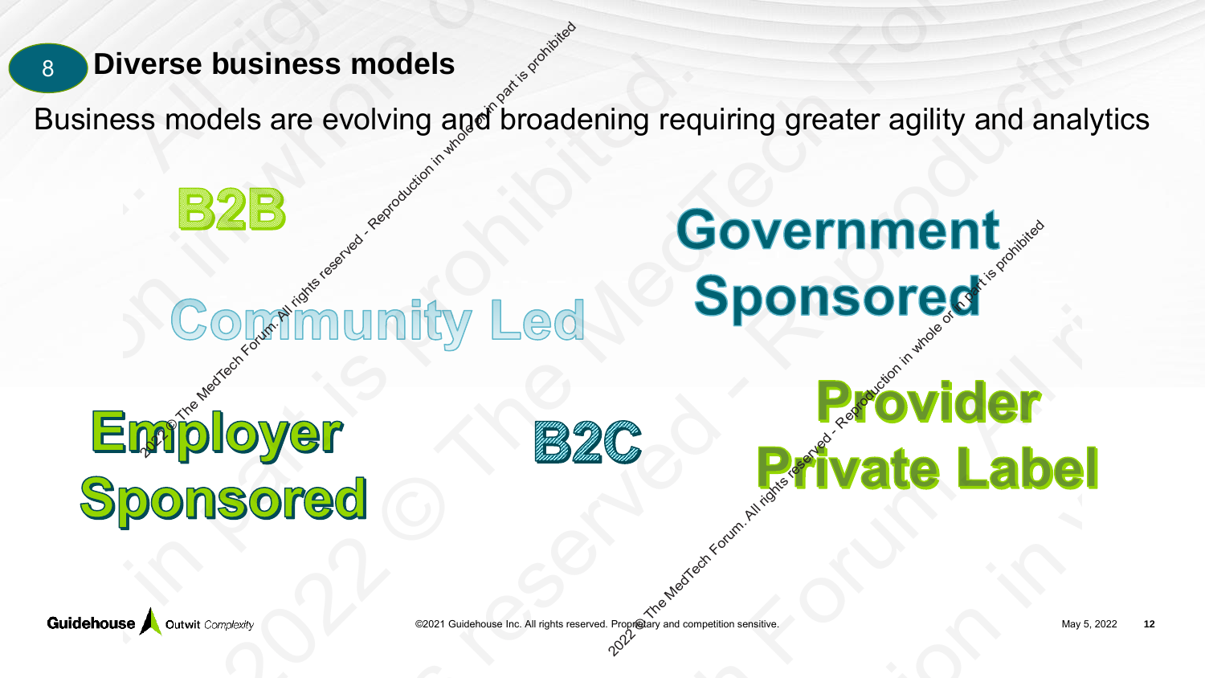## 8 Diverse business models

Business models are evolving and broadening requiring greater agility and analytics

B2B

Government Sponsored

Community Led

Employer Sponsored

B2C

Provider Private Label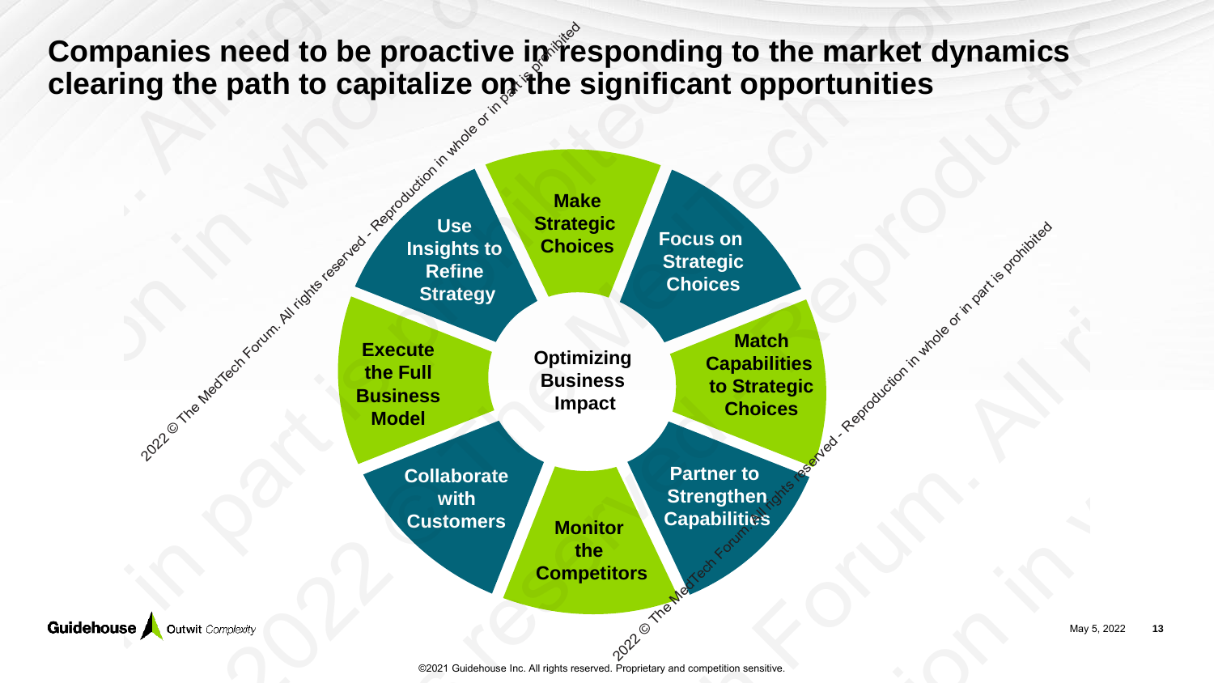# Companies need to be proactive in responding to the market dynamics clearing the path to capitalize on the significant opportunities

**Optimizing Business Impact**

- **Make Strategic Choices**
- **Focus on Strategic Choices**
- **Match Capabilities to Strategic Choices**
- **Partner to Strengthen Capabilities**
- **Monitor the Competitors**
- **Collaborate with Customers**
- **Execute the Full Business Model**
- **Use Insights to Refine Strategy**

©2021 Guidehouse Inc. All rights reserved. Proprietary and competition sensitive.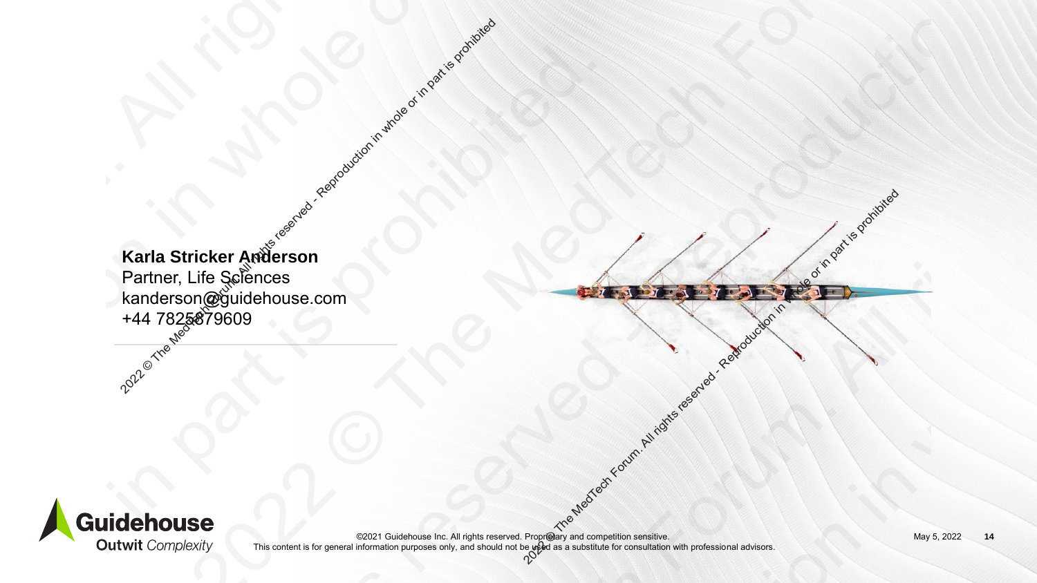**Karla Stricker Anderson**
Partner, Life Sciences
kanderson@guidehouse.com
+44 7825879609

Guidehouse
Outwit *Complexity*

©2021 Guidehouse Inc. All rights reserved. Proprietary and competition sensitive.
This content is for general information purposes only, and should not be used as a substitute for consultation with professional advisors.

May 5, 2022